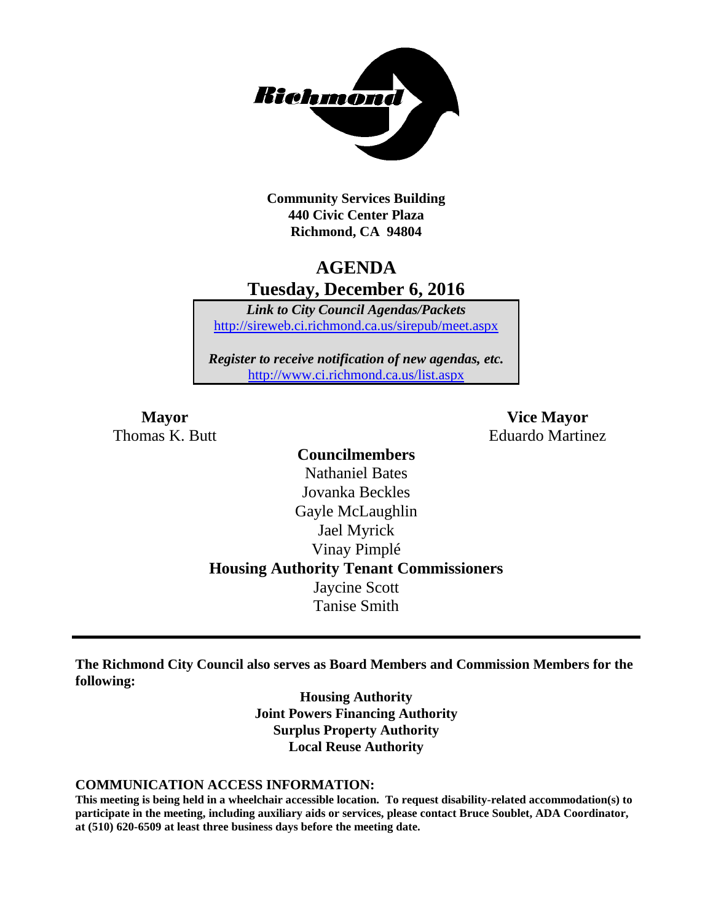**Community Services Building**
**440 Civic Center Plaza**
**Richmond, CA 94804**

# AGENDA
## Tuesday, December 6, 2016

*Link to City Council Agendas/Packets*
http://sireweb.ci.richmond.ca.us/sirepub/meet.aspx

*Register to receive notification of new agendas, etc.*
http://www.ci.richmond.ca.us/list.aspx

**Mayor**
Thomas K. Butt

**Vice Mayor**
Eduardo Martinez

**Councilmembers**
Nathaniel Bates
Jovanka Beckles
Gayle McLaughlin
Jael Myrick
Vinay Pimplé

**Housing Authority Tenant Commissioners**
Jaycine Scott
Tanise Smith

---

**The Richmond City Council also serves as Board Members and Commission Members for the following:**

**Housing Authority**
**Joint Powers Financing Authority**
**Surplus Property Authority**
**Local Reuse Authority**

**COMMUNICATION ACCESS INFORMATION:**
**This meeting is being held in a wheelchair accessible location. To request disability-related accommodation(s) to participate in the meeting, including auxiliary aids or services, please contact Bruce Soublet, ADA Coordinator, at (510) 620-6509 at least three business days before the meeting date.**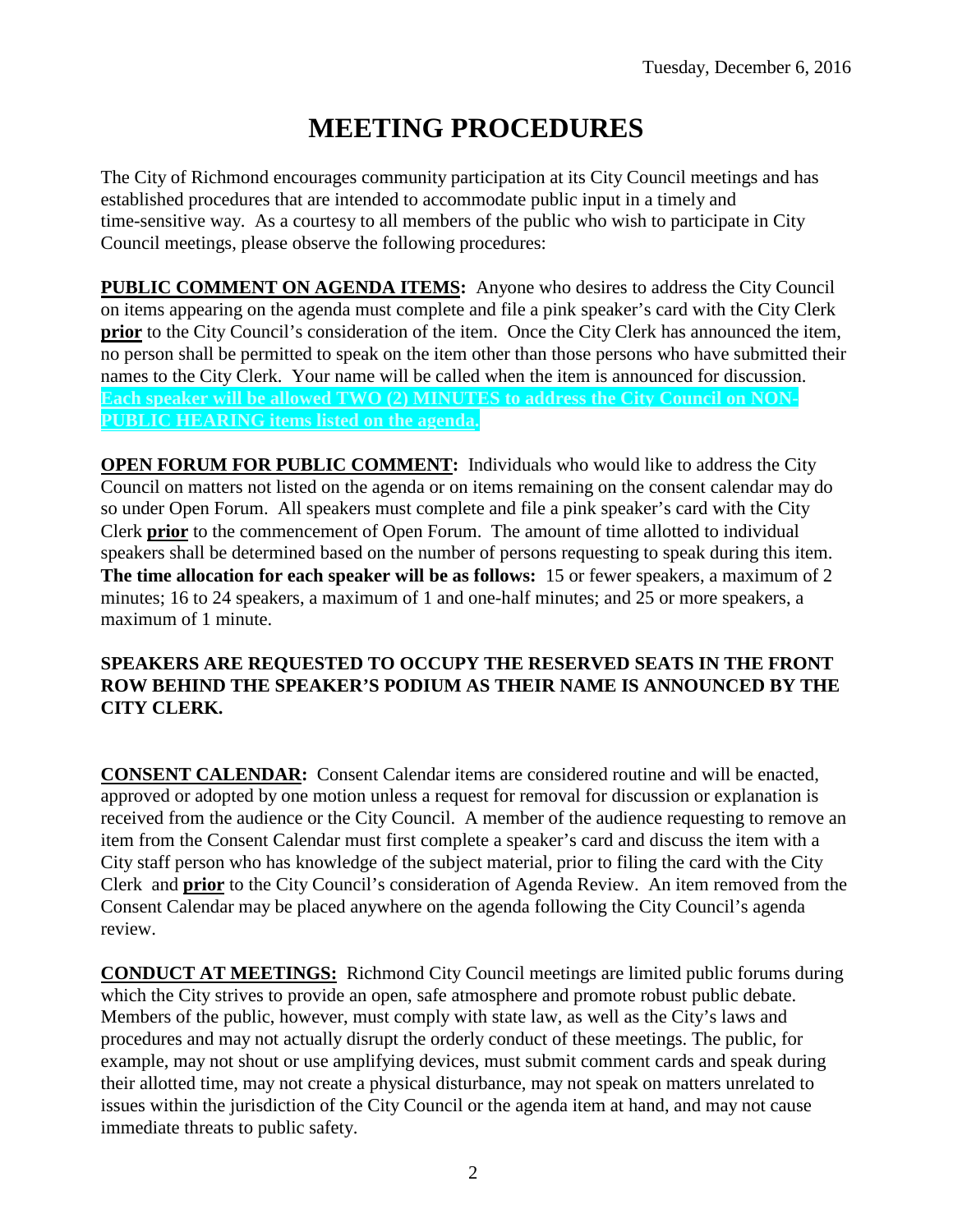Tuesday, December 6, 2016

# MEETING PROCEDURES

The City of Richmond encourages community participation at its City Council meetings and has established procedures that are intended to accommodate public input in a timely and time-sensitive way. As a courtesy to all members of the public who wish to participate in City Council meetings, please observe the following procedures:

**PUBLIC COMMENT ON AGENDA ITEMS:** Anyone who desires to address the City Council on items appearing on the agenda must complete and file a pink speaker's card with the City Clerk **prior** to the City Council's consideration of the item. Once the City Clerk has announced the item, no person shall be permitted to speak on the item other than those persons who have submitted their names to the City Clerk. Your name will be called when the item is announced for discussion. **Each speaker will be allowed TWO (2) MINUTES to address the City Council on NON-PUBLIC HEARING items listed on the agenda.**

**OPEN FORUM FOR PUBLIC COMMENT:** Individuals who would like to address the City Council on matters not listed on the agenda or on items remaining on the consent calendar may do so under Open Forum. All speakers must complete and file a pink speaker's card with the City Clerk **prior** to the commencement of Open Forum. The amount of time allotted to individual speakers shall be determined based on the number of persons requesting to speak during this item. **The time allocation for each speaker will be as follows:** 15 or fewer speakers, a maximum of 2 minutes; 16 to 24 speakers, a maximum of 1 and one-half minutes; and 25 or more speakers, a maximum of 1 minute.

**SPEAKERS ARE REQUESTED TO OCCUPY THE RESERVED SEATS IN THE FRONT ROW BEHIND THE SPEAKER'S PODIUM AS THEIR NAME IS ANNOUNCED BY THE CITY CLERK.**

**CONSENT CALENDAR:** Consent Calendar items are considered routine and will be enacted, approved or adopted by one motion unless a request for removal for discussion or explanation is received from the audience or the City Council. A member of the audience requesting to remove an item from the Consent Calendar must first complete a speaker's card and discuss the item with a City staff person who has knowledge of the subject material, prior to filing the card with the City Clerk and **prior** to the City Council's consideration of Agenda Review. An item removed from the Consent Calendar may be placed anywhere on the agenda following the City Council's agenda review.

**CONDUCT AT MEETINGS:** Richmond City Council meetings are limited public forums during which the City strives to provide an open, safe atmosphere and promote robust public debate. Members of the public, however, must comply with state law, as well as the City's laws and procedures and may not actually disrupt the orderly conduct of these meetings. The public, for example, may not shout or use amplifying devices, must submit comment cards and speak during their allotted time, may not create a physical disturbance, may not speak on matters unrelated to issues within the jurisdiction of the City Council or the agenda item at hand, and may not cause immediate threats to public safety.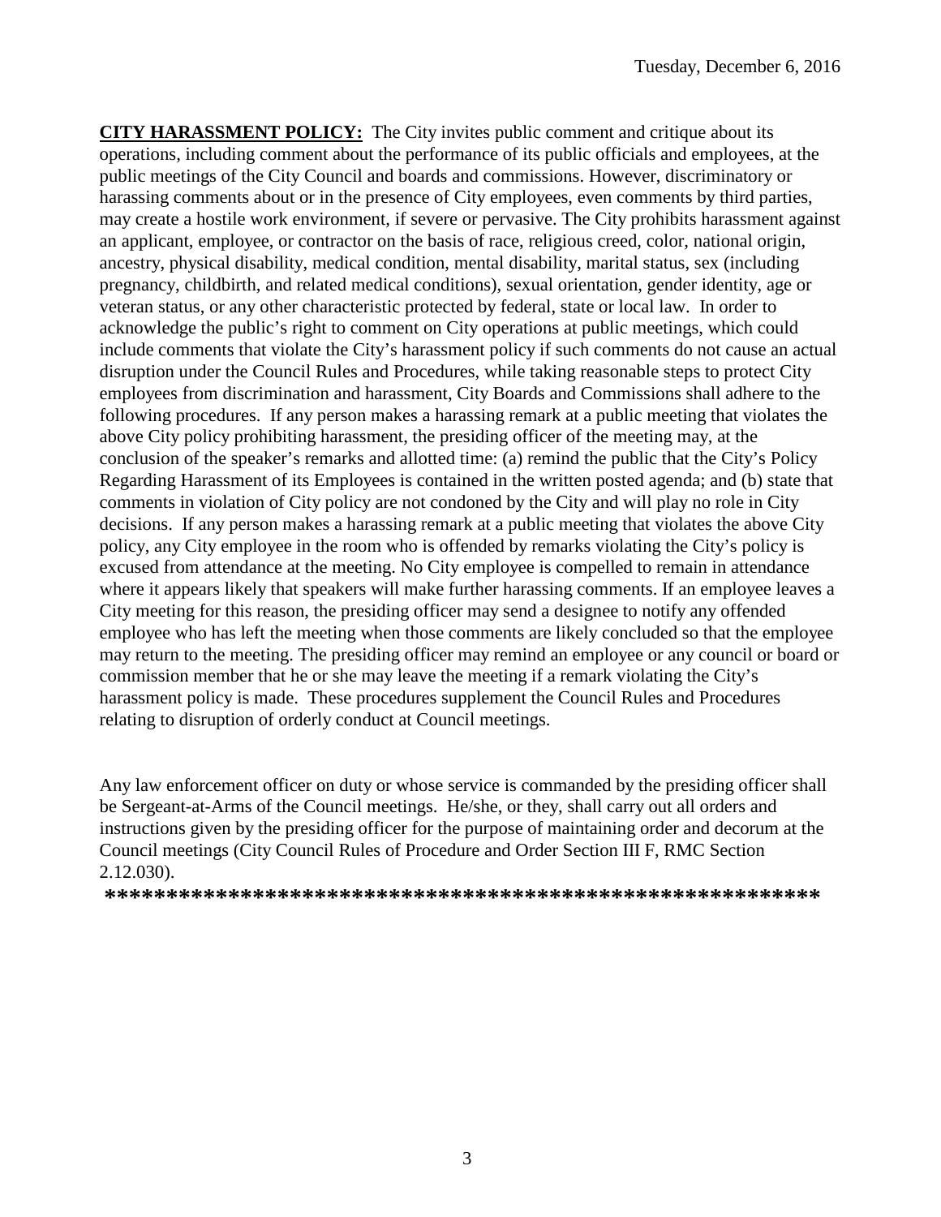**CITY HARASSMENT POLICY:** The City invites public comment and critique about its operations, including comment about the performance of its public officials and employees, at the public meetings of the City Council and boards and commissions. However, discriminatory or harassing comments about or in the presence of City employees, even comments by third parties, may create a hostile work environment, if severe or pervasive. The City prohibits harassment against an applicant, employee, or contractor on the basis of race, religious creed, color, national origin, ancestry, physical disability, medical condition, mental disability, marital status, sex (including pregnancy, childbirth, and related medical conditions), sexual orientation, gender identity, age or veteran status, or any other characteristic protected by federal, state or local law. In order to acknowledge the public's right to comment on City operations at public meetings, which could include comments that violate the City's harassment policy if such comments do not cause an actual disruption under the Council Rules and Procedures, while taking reasonable steps to protect City employees from discrimination and harassment, City Boards and Commissions shall adhere to the following procedures. If any person makes a harassing remark at a public meeting that violates the above City policy prohibiting harassment, the presiding officer of the meeting may, at the conclusion of the speaker's remarks and allotted time: (a) remind the public that the City's Policy Regarding Harassment of its Employees is contained in the written posted agenda; and (b) state that comments in violation of City policy are not condoned by the City and will play no role in City decisions. If any person makes a harassing remark at a public meeting that violates the above City policy, any City employee in the room who is offended by remarks violating the City's policy is excused from attendance at the meeting. No City employee is compelled to remain in attendance where it appears likely that speakers will make further harassing comments. If an employee leaves a City meeting for this reason, the presiding officer may send a designee to notify any offended employee who has left the meeting when those comments are likely concluded so that the employee may return to the meeting. The presiding officer may remind an employee or any council or board or commission member that he or she may leave the meeting if a remark violating the City's harassment policy is made. These procedures supplement the Council Rules and Procedures relating to disruption of orderly conduct at Council meetings.

Any law enforcement officer on duty or whose service is commanded by the presiding officer shall be Sergeant-at-Arms of the Council meetings. He/she, or they, shall carry out all orders and instructions given by the presiding officer for the purpose of maintaining order and decorum at the Council meetings (City Council Rules of Procedure and Order Section III F, RMC Section 2.12.030).

**********************************************************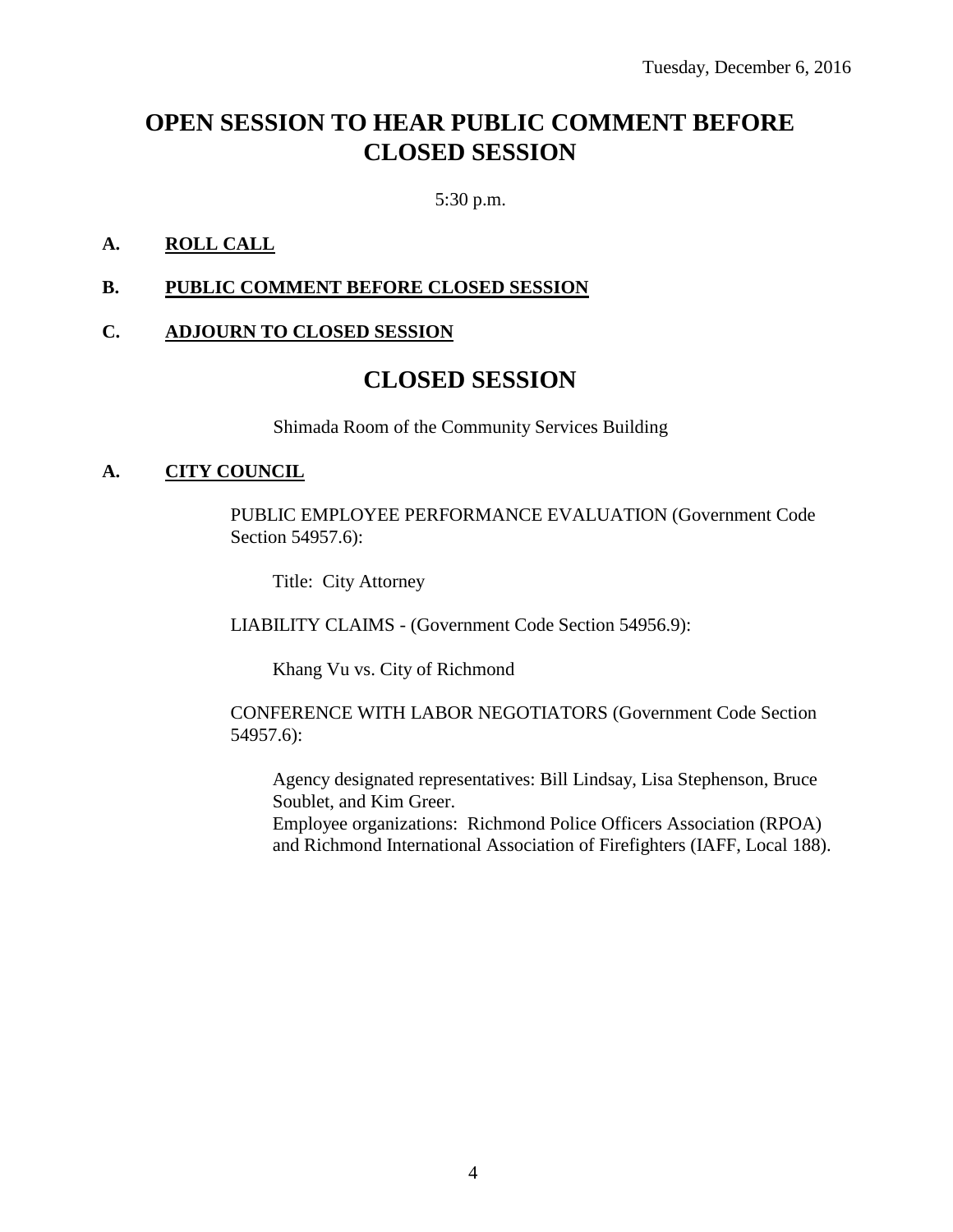Tuesday, December 6, 2016

# OPEN SESSION TO HEAR PUBLIC COMMENT BEFORE CLOSED SESSION

5:30 p.m.

**A. ROLL CALL**

**B. PUBLIC COMMENT BEFORE CLOSED SESSION**

**C. ADJOURN TO CLOSED SESSION**

# CLOSED SESSION

Shimada Room of the Community Services Building

**A. CITY COUNCIL**

PUBLIC EMPLOYEE PERFORMANCE EVALUATION (Government Code Section 54957.6):

Title: City Attorney

LIABILITY CLAIMS - (Government Code Section 54956.9):

Khang Vu vs. City of Richmond

CONFERENCE WITH LABOR NEGOTIATORS (Government Code Section 54957.6):

Agency designated representatives: Bill Lindsay, Lisa Stephenson, Bruce Soublet, and Kim Greer.
Employee organizations: Richmond Police Officers Association (RPOA) and Richmond International Association of Firefighters (IAFF, Local 188).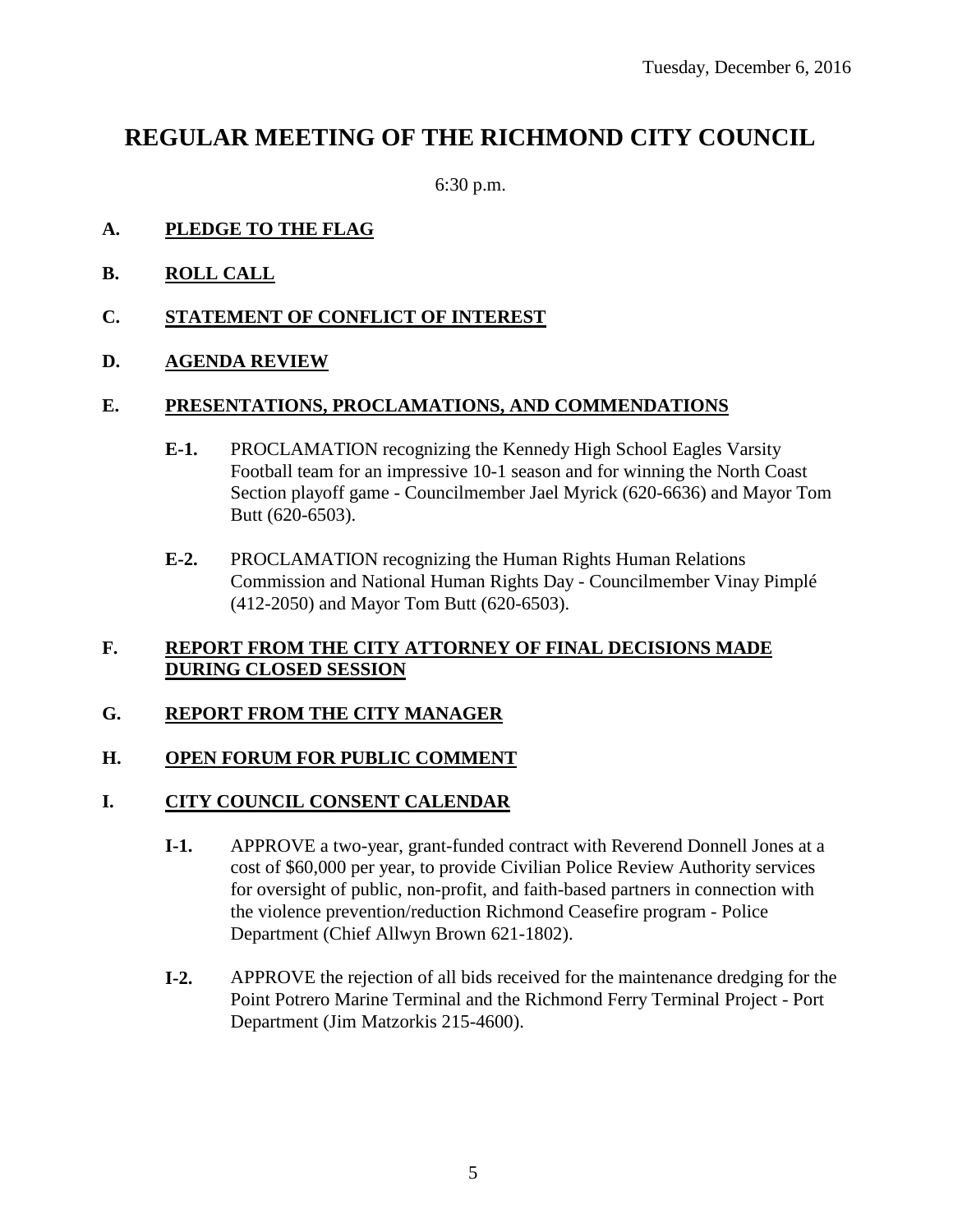Tuesday, December 6, 2016

# REGULAR MEETING OF THE RICHMOND CITY COUNCIL

6:30 p.m.

**A. PLEDGE TO THE FLAG**

**B. ROLL CALL**

**C. STATEMENT OF CONFLICT OF INTEREST**

**D. AGENDA REVIEW**

**E. PRESENTATIONS, PROCLAMATIONS, AND COMMENDATIONS**

- **E-1.** PROCLAMATION recognizing the Kennedy High School Eagles Varsity Football team for an impressive 10-1 season and for winning the North Coast Section playoff game - Councilmember Jael Myrick (620-6636) and Mayor Tom Butt (620-6503).

- **E-2.** PROCLAMATION recognizing the Human Rights Human Relations Commission and National Human Rights Day - Councilmember Vinay Pimplé (412-2050) and Mayor Tom Butt (620-6503).

**F. REPORT FROM THE CITY ATTORNEY OF FINAL DECISIONS MADE DURING CLOSED SESSION**

**G. REPORT FROM THE CITY MANAGER**

**H. OPEN FORUM FOR PUBLIC COMMENT**

**I. CITY COUNCIL CONSENT CALENDAR**

- **I-1.** APPROVE a two-year, grant-funded contract with Reverend Donnell Jones at a cost of $60,000 per year, to provide Civilian Police Review Authority services for oversight of public, non-profit, and faith-based partners in connection with the violence prevention/reduction Richmond Ceasefire program - Police Department (Chief Allwyn Brown 621-1802).

- **I-2.** APPROVE the rejection of all bids received for the maintenance dredging for the Point Potrero Marine Terminal and the Richmond Ferry Terminal Project - Port Department (Jim Matzorkis 215-4600).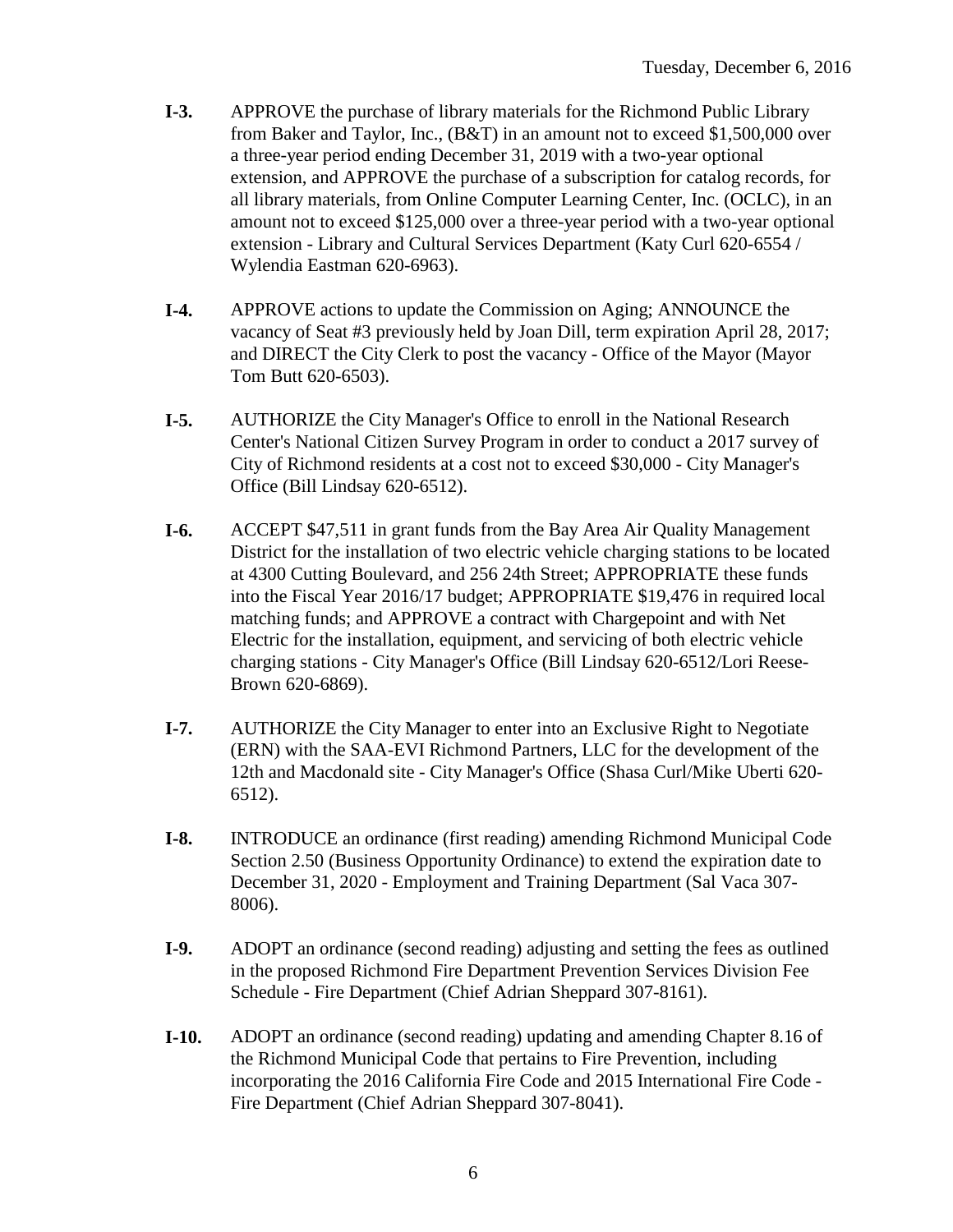**I-3.** APPROVE the purchase of library materials for the Richmond Public Library from Baker and Taylor, Inc., (B&T) in an amount not to exceed $1,500,000 over a three-year period ending December 31, 2019 with a two-year optional extension, and APPROVE the purchase of a subscription for catalog records, for all library materials, from Online Computer Learning Center, Inc. (OCLC), in an amount not to exceed $125,000 over a three-year period with a two-year optional extension - Library and Cultural Services Department (Katy Curl 620-6554 / Wylendia Eastman 620-6963).

**I-4.** APPROVE actions to update the Commission on Aging; ANNOUNCE the vacancy of Seat #3 previously held by Joan Dill, term expiration April 28, 2017; and DIRECT the City Clerk to post the vacancy - Office of the Mayor (Mayor Tom Butt 620-6503).

**I-5.** AUTHORIZE the City Manager's Office to enroll in the National Research Center's National Citizen Survey Program in order to conduct a 2017 survey of City of Richmond residents at a cost not to exceed $30,000 - City Manager's Office (Bill Lindsay 620-6512).

**I-6.** ACCEPT $47,511 in grant funds from the Bay Area Air Quality Management District for the installation of two electric vehicle charging stations to be located at 4300 Cutting Boulevard, and 256 24th Street; APPROPRIATE these funds into the Fiscal Year 2016/17 budget; APPROPRIATE $19,476 in required local matching funds; and APPROVE a contract with Chargepoint and with Net Electric for the installation, equipment, and servicing of both electric vehicle charging stations - City Manager's Office (Bill Lindsay 620-6512/Lori Reese-Brown 620-6869).

**I-7.** AUTHORIZE the City Manager to enter into an Exclusive Right to Negotiate (ERN) with the SAA-EVI Richmond Partners, LLC for the development of the 12th and Macdonald site - City Manager's Office (Shasa Curl/Mike Uberti 620-6512).

**I-8.** INTRODUCE an ordinance (first reading) amending Richmond Municipal Code Section 2.50 (Business Opportunity Ordinance) to extend the expiration date to December 31, 2020 - Employment and Training Department (Sal Vaca 307-8006).

**I-9.** ADOPT an ordinance (second reading) adjusting and setting the fees as outlined in the proposed Richmond Fire Department Prevention Services Division Fee Schedule - Fire Department (Chief Adrian Sheppard 307-8161).

**I-10.** ADOPT an ordinance (second reading) updating and amending Chapter 8.16 of the Richmond Municipal Code that pertains to Fire Prevention, including incorporating the 2016 California Fire Code and 2015 International Fire Code - Fire Department (Chief Adrian Sheppard 307-8041).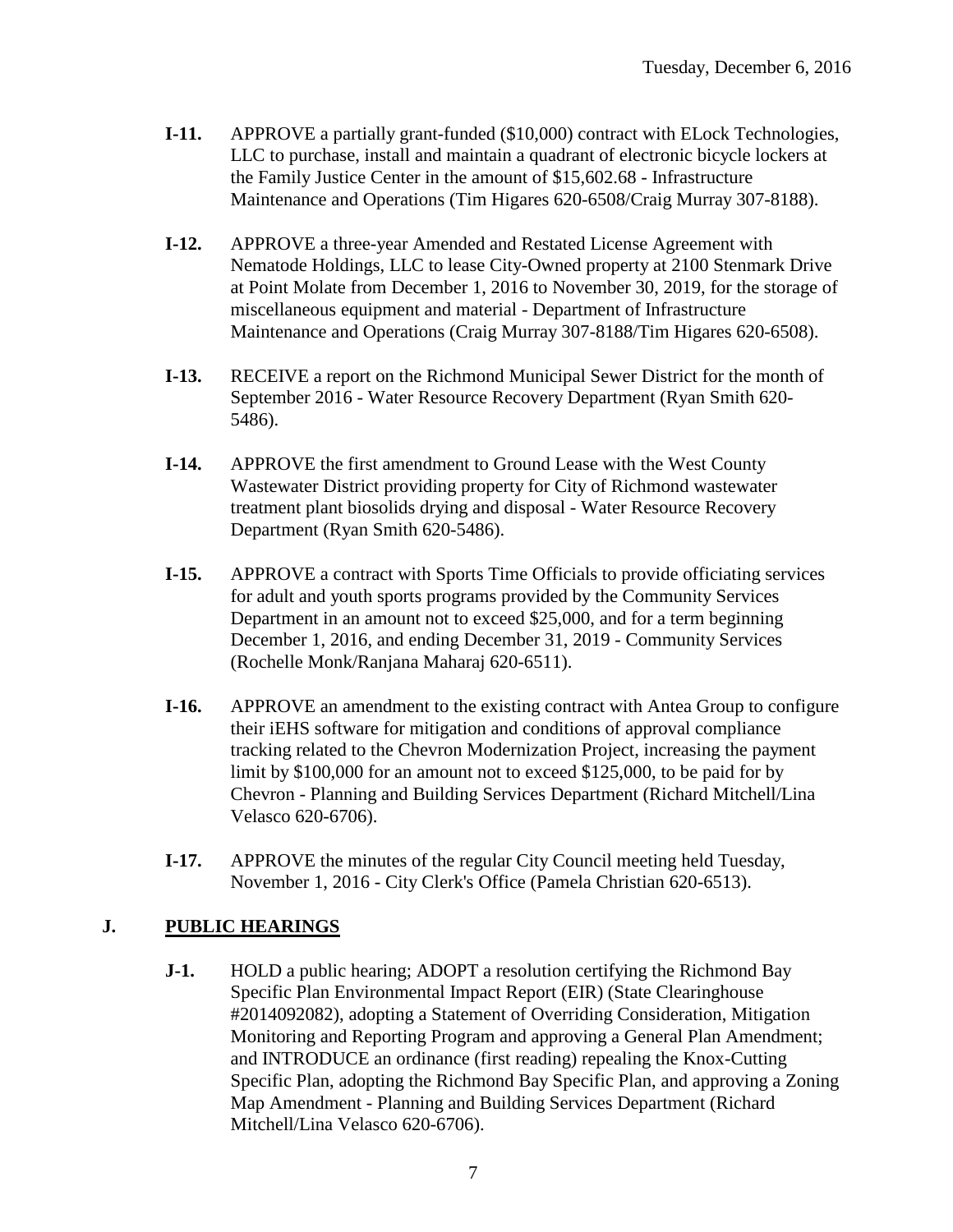**I-11.** APPROVE a partially grant-funded ($10,000) contract with ELock Technologies, LLC to purchase, install and maintain a quadrant of electronic bicycle lockers at the Family Justice Center in the amount of $15,602.68 - Infrastructure Maintenance and Operations (Tim Higares 620-6508/Craig Murray 307-8188).

**I-12.** APPROVE a three-year Amended and Restated License Agreement with Nematode Holdings, LLC to lease City-Owned property at 2100 Stenmark Drive at Point Molate from December 1, 2016 to November 30, 2019, for the storage of miscellaneous equipment and material - Department of Infrastructure Maintenance and Operations (Craig Murray 307-8188/Tim Higares 620-6508).

**I-13.** RECEIVE a report on the Richmond Municipal Sewer District for the month of September 2016 - Water Resource Recovery Department (Ryan Smith 620-5486).

**I-14.** APPROVE the first amendment to Ground Lease with the West County Wastewater District providing property for City of Richmond wastewater treatment plant biosolids drying and disposal - Water Resource Recovery Department (Ryan Smith 620-5486).

**I-15.** APPROVE a contract with Sports Time Officials to provide officiating services for adult and youth sports programs provided by the Community Services Department in an amount not to exceed $25,000, and for a term beginning December 1, 2016, and ending December 31, 2019 - Community Services (Rochelle Monk/Ranjana Maharaj 620-6511).

**I-16.** APPROVE an amendment to the existing contract with Antea Group to configure their iEHS software for mitigation and conditions of approval compliance tracking related to the Chevron Modernization Project, increasing the payment limit by $100,000 for an amount not to exceed $125,000, to be paid for by Chevron - Planning and Building Services Department (Richard Mitchell/Lina Velasco 620-6706).

**I-17.** APPROVE the minutes of the regular City Council meeting held Tuesday, November 1, 2016 - City Clerk's Office (Pamela Christian 620-6513).

## J. PUBLIC HEARINGS

**J-1.** HOLD a public hearing; ADOPT a resolution certifying the Richmond Bay Specific Plan Environmental Impact Report (EIR) (State Clearinghouse #2014092082), adopting a Statement of Overriding Consideration, Mitigation Monitoring and Reporting Program and approving a General Plan Amendment; and INTRODUCE an ordinance (first reading) repealing the Knox-Cutting Specific Plan, adopting the Richmond Bay Specific Plan, and approving a Zoning Map Amendment - Planning and Building Services Department (Richard Mitchell/Lina Velasco 620-6706).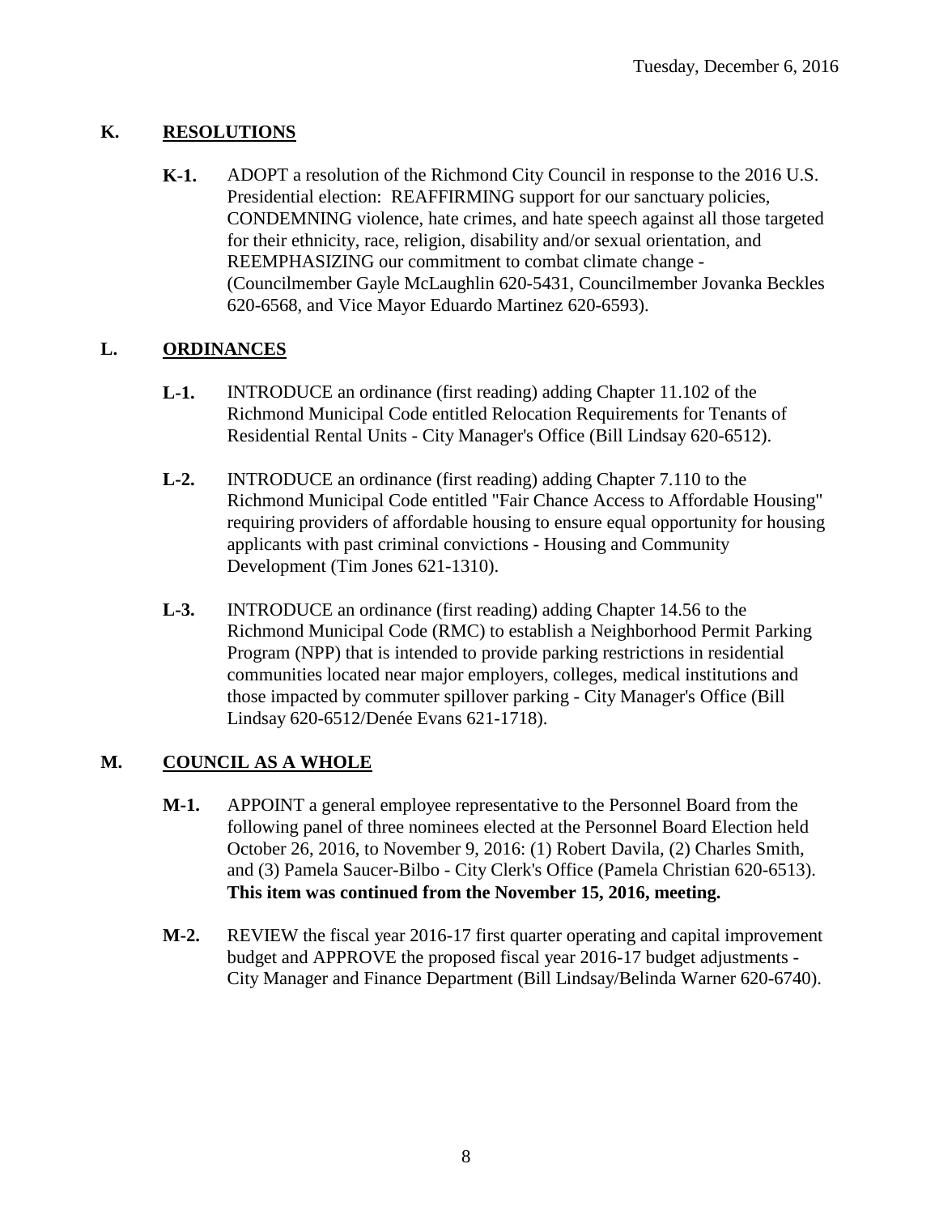## K. RESOLUTIONS

**K-1.** ADOPT a resolution of the Richmond City Council in response to the 2016 U.S. Presidential election: REAFFIRMING support for our sanctuary policies, CONDEMNING violence, hate crimes, and hate speech against all those targeted for their ethnicity, race, religion, disability and/or sexual orientation, and REEMPHASIZING our commitment to combat climate change - (Councilmember Gayle McLaughlin 620-5431, Councilmember Jovanka Beckles 620-6568, and Vice Mayor Eduardo Martinez 620-6593).

## L. ORDINANCES

**L-1.** INTRODUCE an ordinance (first reading) adding Chapter 11.102 of the Richmond Municipal Code entitled Relocation Requirements for Tenants of Residential Rental Units - City Manager's Office (Bill Lindsay 620-6512).

**L-2.** INTRODUCE an ordinance (first reading) adding Chapter 7.110 to the Richmond Municipal Code entitled "Fair Chance Access to Affordable Housing" requiring providers of affordable housing to ensure equal opportunity for housing applicants with past criminal convictions - Housing and Community Development (Tim Jones 621-1310).

**L-3.** INTRODUCE an ordinance (first reading) adding Chapter 14.56 to the Richmond Municipal Code (RMC) to establish a Neighborhood Permit Parking Program (NPP) that is intended to provide parking restrictions in residential communities located near major employers, colleges, medical institutions and those impacted by commuter spillover parking - City Manager's Office (Bill Lindsay 620-6512/Denée Evans 621-1718).

## M. COUNCIL AS A WHOLE

**M-1.** APPOINT a general employee representative to the Personnel Board from the following panel of three nominees elected at the Personnel Board Election held October 26, 2016, to November 9, 2016: (1) Robert Davila, (2) Charles Smith, and (3) Pamela Saucer-Bilbo - City Clerk's Office (Pamela Christian 620-6513). **This item was continued from the November 15, 2016, meeting.**

**M-2.** REVIEW the fiscal year 2016-17 first quarter operating and capital improvement budget and APPROVE the proposed fiscal year 2016-17 budget adjustments - City Manager and Finance Department (Bill Lindsay/Belinda Warner 620-6740).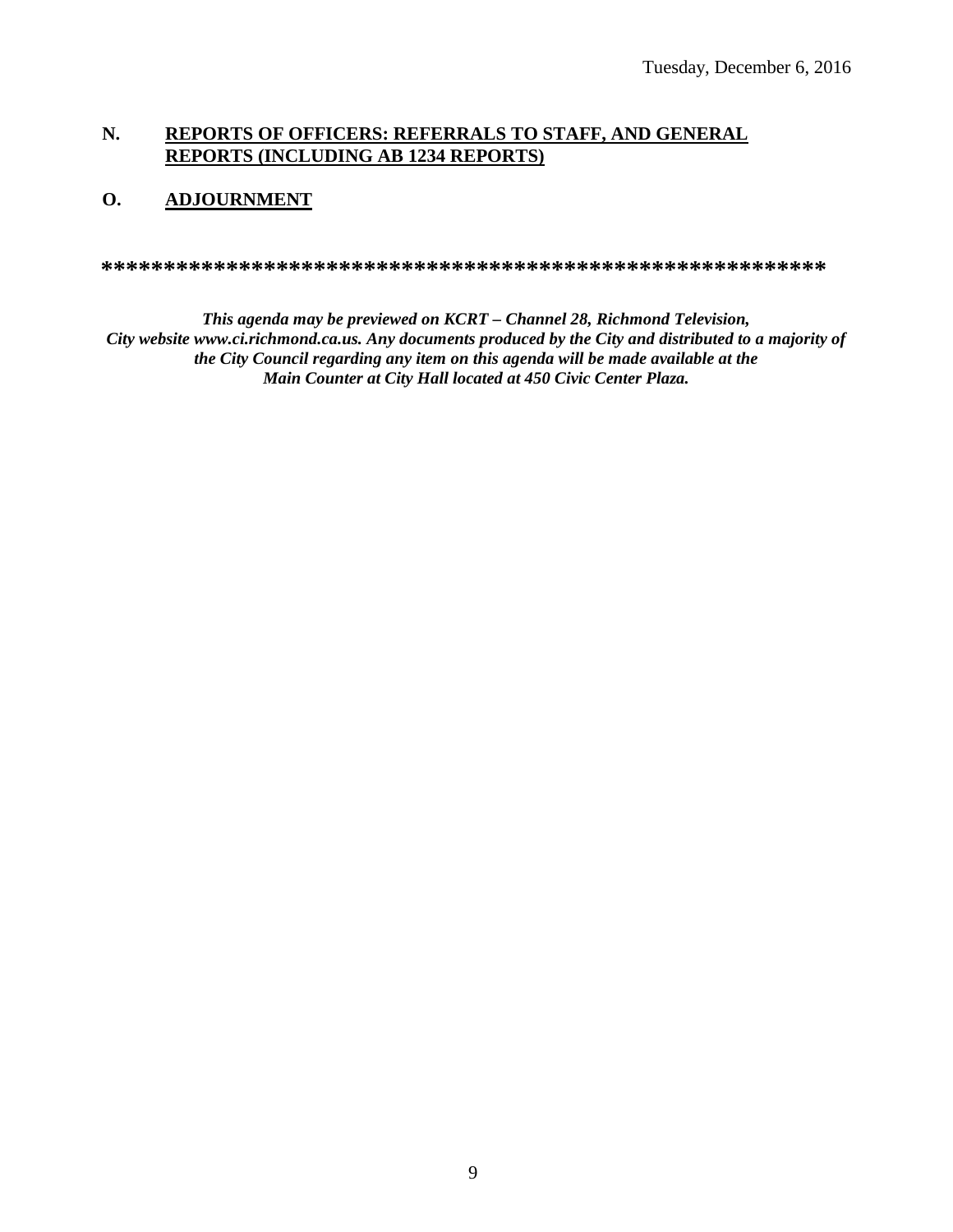## N. REPORTS OF OFFICERS: REFERRALS TO STAFF, AND GENERAL REPORTS (INCLUDING AB 1234 REPORTS)

## O. ADJOURNMENT

**************************************************************

***This agenda may be previewed on KCRT – Channel 28, Richmond Television, City website www.ci.richmond.ca.us. Any documents produced by the City and distributed to a majority of the City Council regarding any item on this agenda will be made available at the Main Counter at City Hall located at 450 Civic Center Plaza.***